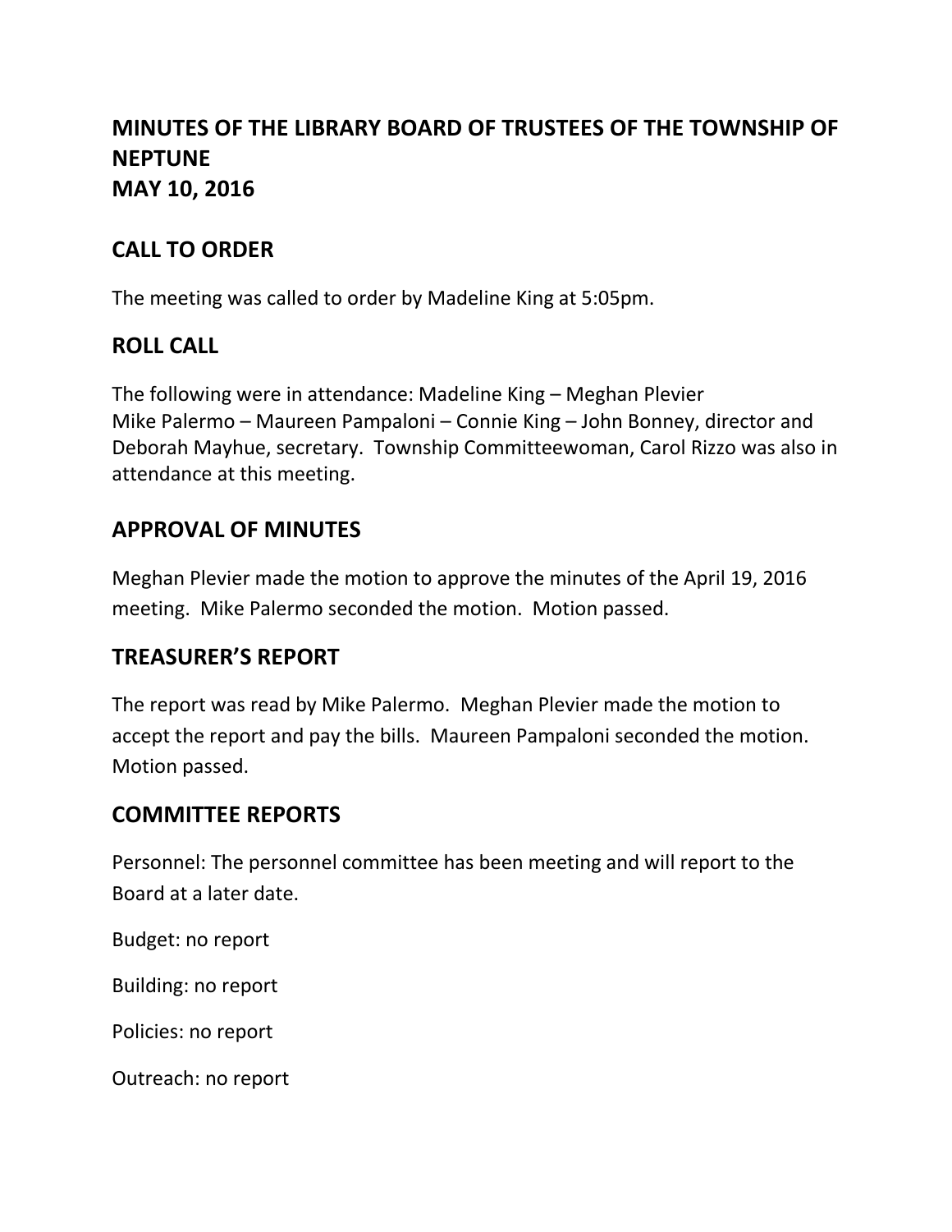# MINUTES OF THE LIBRARY BOARD OF TRUSTEES OF THE TOWNSHIP OF NEPTUNE
# MAY 10, 2016

## CALL TO ORDER

The meeting was called to order by Madeline King at 5:05pm.

## ROLL CALL

The following were in attendance: Madeline King – Meghan Plevier
Mike Palermo – Maureen Pampaloni – Connie King – John Bonney, director and Deborah Mayhue, secretary. Township Committeewoman, Carol Rizzo was also in attendance at this meeting.

## APPROVAL OF MINUTES

Meghan Plevier made the motion to approve the minutes of the April 19, 2016 meeting. Mike Palermo seconded the motion. Motion passed.

## TREASURER'S REPORT

The report was read by Mike Palermo. Meghan Plevier made the motion to accept the report and pay the bills. Maureen Pampaloni seconded the motion. Motion passed.

## COMMITTEE REPORTS

Personnel: The personnel committee has been meeting and will report to the Board at a later date.

Budget: no report

Building: no report

Policies: no report

Outreach: no report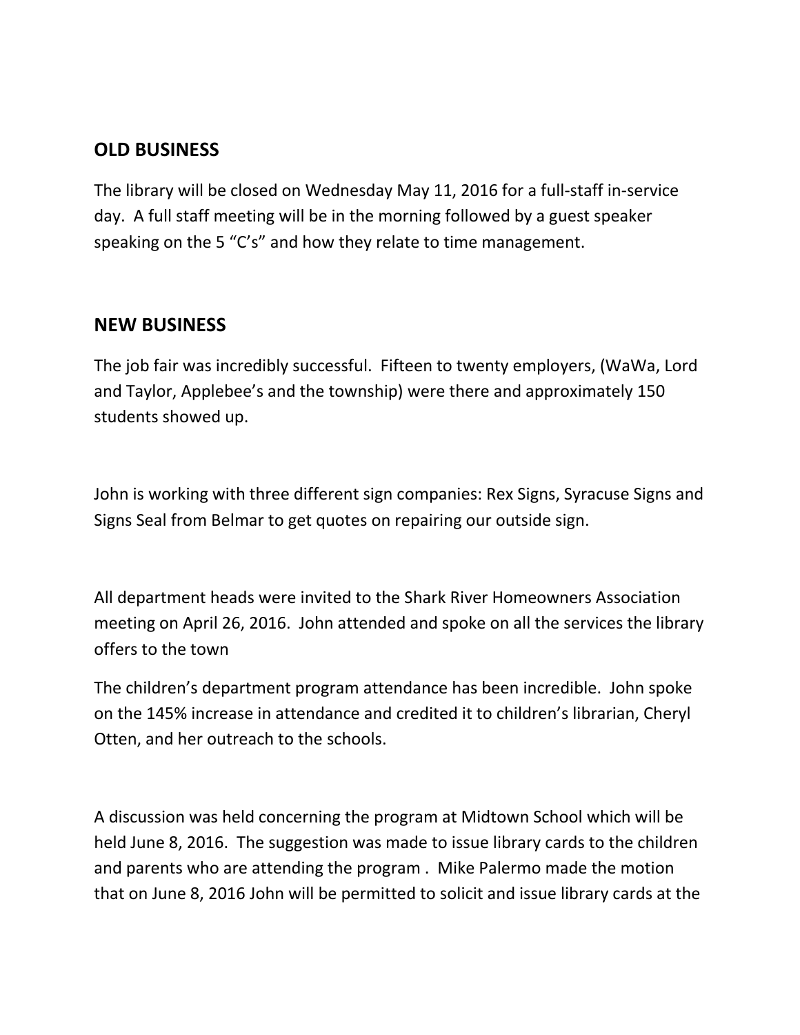## OLD BUSINESS

The library will be closed on Wednesday May 11, 2016 for a full-staff in-service day. A full staff meeting will be in the morning followed by a guest speaker speaking on the 5 "C's" and how they relate to time management.

## NEW BUSINESS

The job fair was incredibly successful. Fifteen to twenty employers, (WaWa, Lord and Taylor, Applebee's and the township) were there and approximately 150 students showed up.

John is working with three different sign companies: Rex Signs, Syracuse Signs and Signs Seal from Belmar to get quotes on repairing our outside sign.

All department heads were invited to the Shark River Homeowners Association meeting on April 26, 2016. John attended and spoke on all the services the library offers to the town

The children's department program attendance has been incredible. John spoke on the 145% increase in attendance and credited it to children's librarian, Cheryl Otten, and her outreach to the schools.

A discussion was held concerning the program at Midtown School which will be held June 8, 2016. The suggestion was made to issue library cards to the children and parents who are attending the program . Mike Palermo made the motion that on June 8, 2016 John will be permitted to solicit and issue library cards at the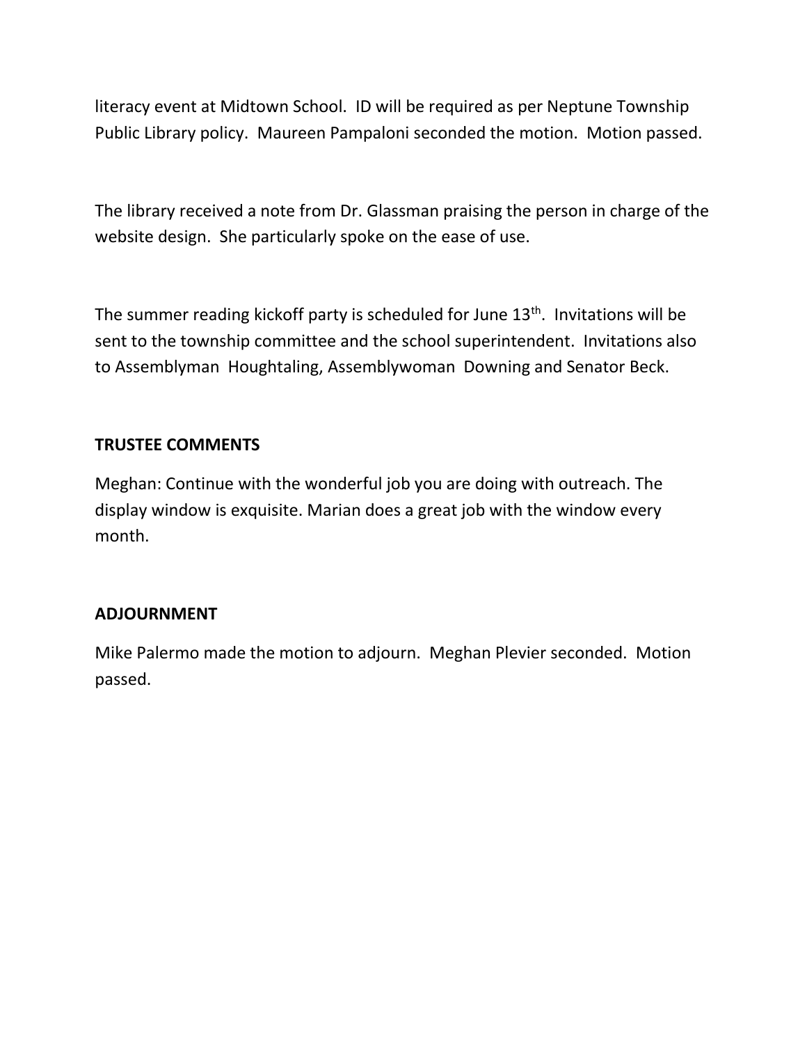literacy event at Midtown School. ID will be required as per Neptune Township Public Library policy. Maureen Pampaloni seconded the motion. Motion passed.

The library received a note from Dr. Glassman praising the person in charge of the website design. She particularly spoke on the ease of use.

The summer reading kickoff party is scheduled for June 13th. Invitations will be sent to the township committee and the school superintendent. Invitations also to Assemblyman Houghtaling, Assemblywoman Downing and Senator Beck.

**TRUSTEE COMMENTS**

Meghan: Continue with the wonderful job you are doing with outreach. The display window is exquisite. Marian does a great job with the window every month.

**ADJOURNMENT**

Mike Palermo made the motion to adjourn. Meghan Plevier seconded. Motion passed.